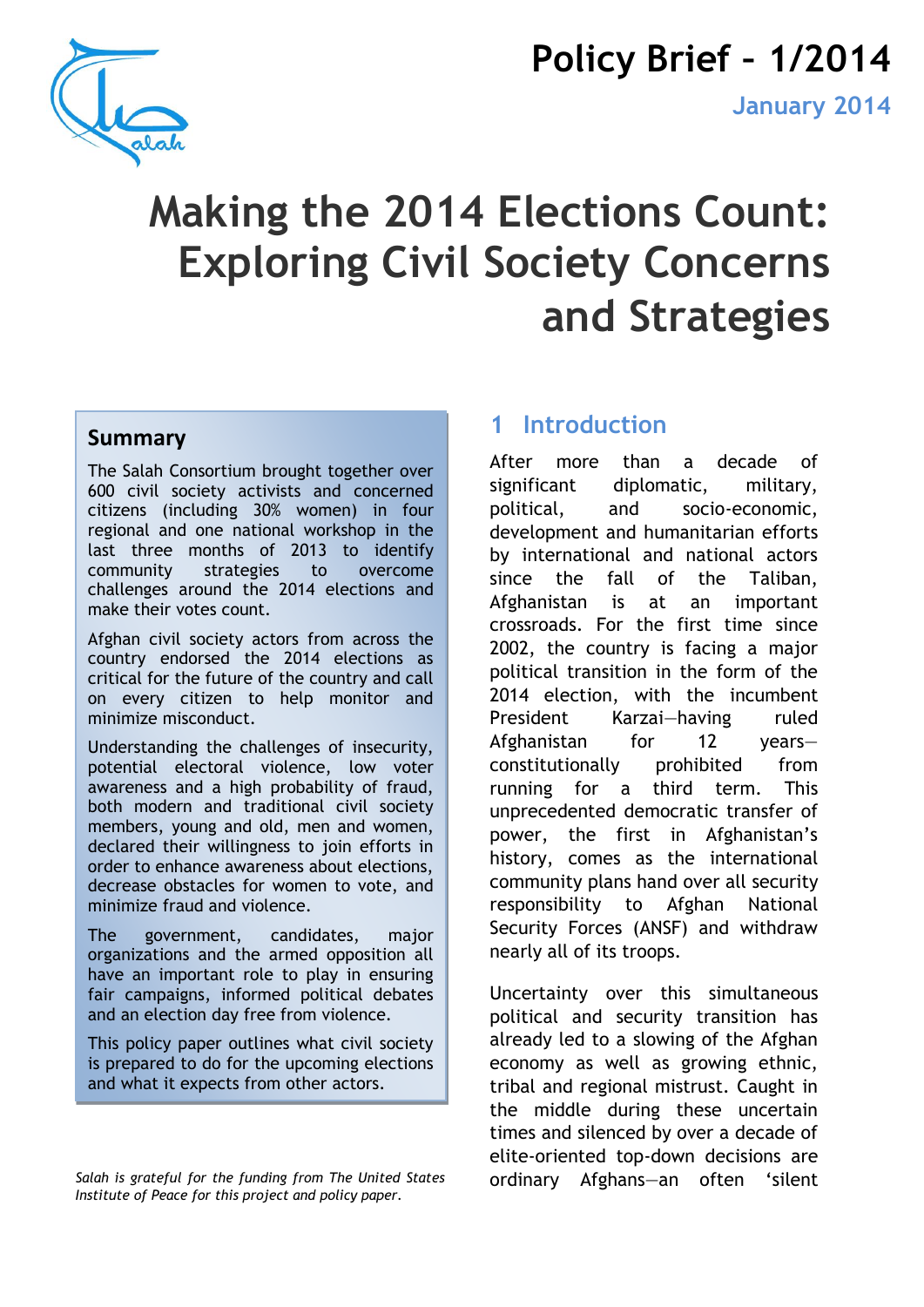# Policy Brief – 1/2014

January 2014

# Making the 2014 Elections Count: Exploring Civil Society Concerns and Strategies

## Summary

The Salah Consortium brought together over 600 civil society activists and concerned citizens (including 30% women) in four regional and one national workshop in the last three months of 2013 to identify community strategies to overcome challenges around the 2014 elections and make their votes count.

Afghan civil society actors from across the country endorsed the 2014 elections as critical for the future of the country and call on every citizen to help monitor and minimize misconduct.

Understanding the challenges of insecurity, potential electoral violence, low voter awareness and a high probability of fraud, both modern and traditional civil society members, young and old, men and women, declared their willingness to join efforts in order to enhance awareness about elections, decrease obstacles for women to vote, and minimize fraud and violence.

The government, candidates, major organizations and the armed opposition all have an important role to play in ensuring fair campaigns, informed political debates and an election day free from violence.

This policy paper outlines what civil society is prepared to do for the upcoming elections and what it expects from other actors.

*Salah is grateful for the funding from The United States Institute of Peace for this project and policy paper.*

## 1 Introduction

After more than a decade of significant diplomatic, military, political, and socio-economic, development and humanitarian efforts by international and national actors since the fall of the Taliban, Afghanistan is at an important crossroads. For the first time since 2002, the country is facing a major political transition in the form of the 2014 election, with the incumbent President Karzai—having ruled Afghanistan for 12 years—constitutionally prohibited from running for a third term. This unprecedented democratic transfer of power, the first in Afghanistan's history, comes as the international community plans hand over all security responsibility to Afghan National Security Forces (ANSF) and withdraw nearly all of its troops.

Uncertainty over this simultaneous political and security transition has already led to a slowing of the Afghan economy as well as growing ethnic, tribal and regional mistrust. Caught in the middle during these uncertain times and silenced by over a decade of elite-oriented top-down decisions are ordinary Afghans—an often 'silent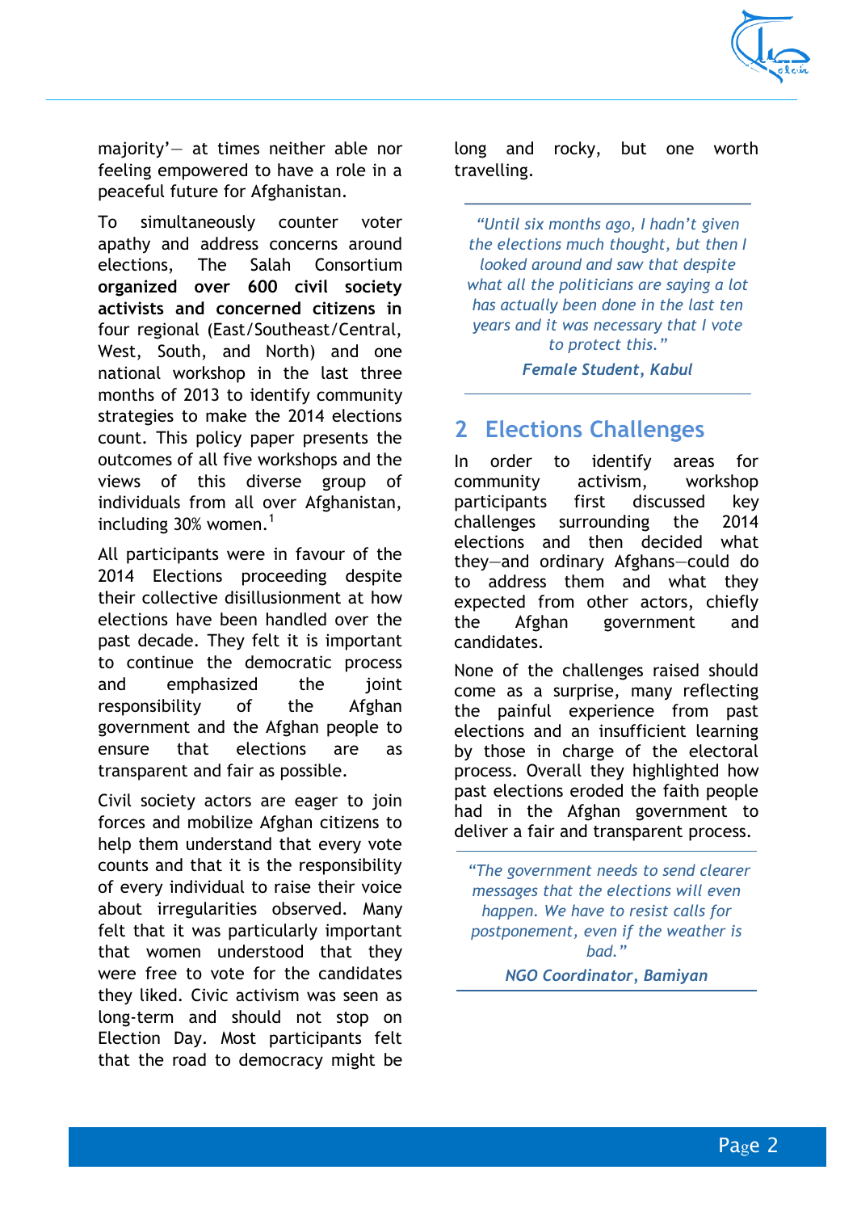majority'— at times neither able nor feeling empowered to have a role in a peaceful future for Afghanistan.

To simultaneously counter voter apathy and address concerns around elections, The Salah Consortium **organized over 600 civil society activists and concerned citizens in** four regional (East/Southeast/Central, West, South, and North) and one national workshop in the last three months of 2013 to identify community strategies to make the 2014 elections count. This policy paper presents the outcomes of all five workshops and the views of this diverse group of individuals from all over Afghanistan, including 30% women.[1]

All participants were in favour of the 2014 Elections proceeding despite their collective disillusionment at how elections have been handled over the past decade. They felt it is important to continue the democratic process and emphasized the joint responsibility of the Afghan government and the Afghan people to ensure that elections are as transparent and fair as possible.

Civil society actors are eager to join forces and mobilize Afghan citizens to help them understand that every vote counts and that it is the responsibility of every individual to raise their voice about irregularities observed. Many felt that it was particularly important that women understood that they were free to vote for the candidates they liked. Civic activism was seen as long-term and should not stop on Election Day. Most participants felt that the road to democracy might be long and rocky, but one worth travelling.

> *"Until six months ago, I hadn't given the elections much thought, but then I looked around and saw that despite what all the politicians are saying a lot has actually been done in the last ten years and it was necessary that I vote to protect this."*
>
> ***Female Student, Kabul***

## 2 Elections Challenges

In order to identify areas for community activism, workshop participants first discussed key challenges surrounding the 2014 elections and then decided what they—and ordinary Afghans—could do to address them and what they expected from other actors, chiefly the Afghan government and candidates.

None of the challenges raised should come as a surprise, many reflecting the painful experience from past elections and an insufficient learning by those in charge of the electoral process. Overall they highlighted how past elections eroded the faith people had in the Afghan government to deliver a fair and transparent process.

> *"The government needs to send clearer messages that the elections will even happen. We have to resist calls for postponement, even if the weather is bad."*
>
> ***NGO Coordinator, Bamiyan***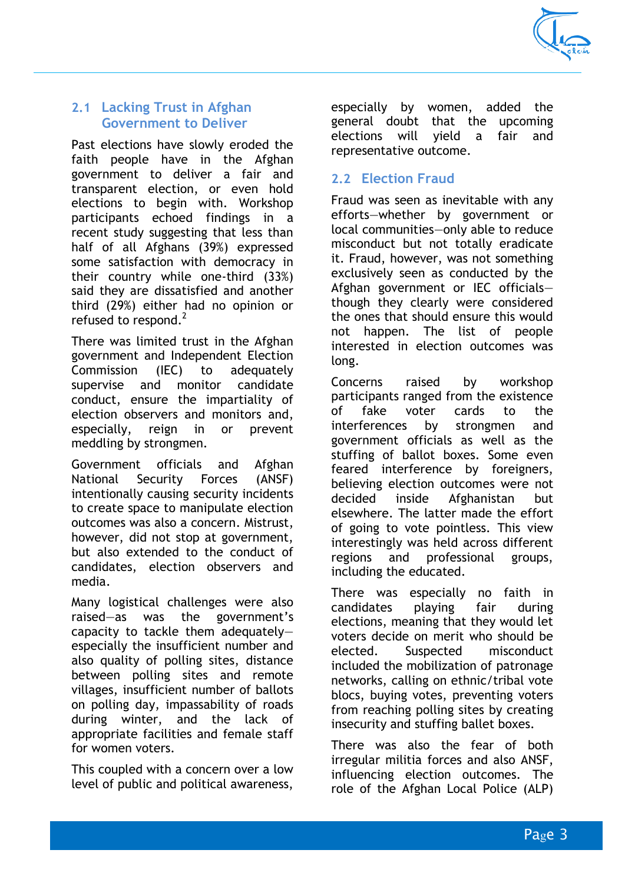## 2.1 Lacking Trust in Afghan Government to Deliver

Past elections have slowly eroded the faith people have in the Afghan government to deliver a fair and transparent election, or even hold elections to begin with. Workshop participants echoed findings in a recent study suggesting that less than half of all Afghans (39%) expressed some satisfaction with democracy in their country while one-third (33%) said they are dissatisfied and another third (29%) either had no opinion or refused to respond.[2]

There was limited trust in the Afghan government and Independent Election Commission (IEC) to adequately supervise and monitor candidate conduct, ensure the impartiality of election observers and monitors and, especially, reign in or prevent meddling by strongmen.

Government officials and Afghan National Security Forces (ANSF) intentionally causing security incidents to create space to manipulate election outcomes was also a concern. Mistrust, however, did not stop at government, but also extended to the conduct of candidates, election observers and media.

Many logistical challenges were also raised—as was the government's capacity to tackle them adequately—especially the insufficient number and also quality of polling sites, distance between polling sites and remote villages, insufficient number of ballots on polling day, impassability of roads during winter, and the lack of appropriate facilities and female staff for women voters.

This coupled with a concern over a low level of public and political awareness, especially by women, added the general doubt that the upcoming elections will yield a fair and representative outcome.

## 2.2 Election Fraud

Fraud was seen as inevitable with any efforts—whether by government or local communities—only able to reduce misconduct but not totally eradicate it. Fraud, however, was not something exclusively seen as conducted by the Afghan government or IEC officials—though they clearly were considered the ones that should ensure this would not happen. The list of people interested in election outcomes was long.

Concerns raised by workshop participants ranged from the existence of fake voter cards to the interferences by strongmen and government officials as well as the stuffing of ballot boxes. Some even feared interference by foreigners, believing election outcomes were not decided inside Afghanistan but elsewhere. The latter made the effort of going to vote pointless. This view interestingly was held across different regions and professional groups, including the educated.

There was especially no faith in candidates playing fair during elections, meaning that they would let voters decide on merit who should be elected. Suspected misconduct included the mobilization of patronage networks, calling on ethnic/tribal vote blocs, buying votes, preventing voters from reaching polling sites by creating insecurity and stuffing ballet boxes.

There was also the fear of both irregular militia forces and also ANSF, influencing election outcomes. The role of the Afghan Local Police (ALP)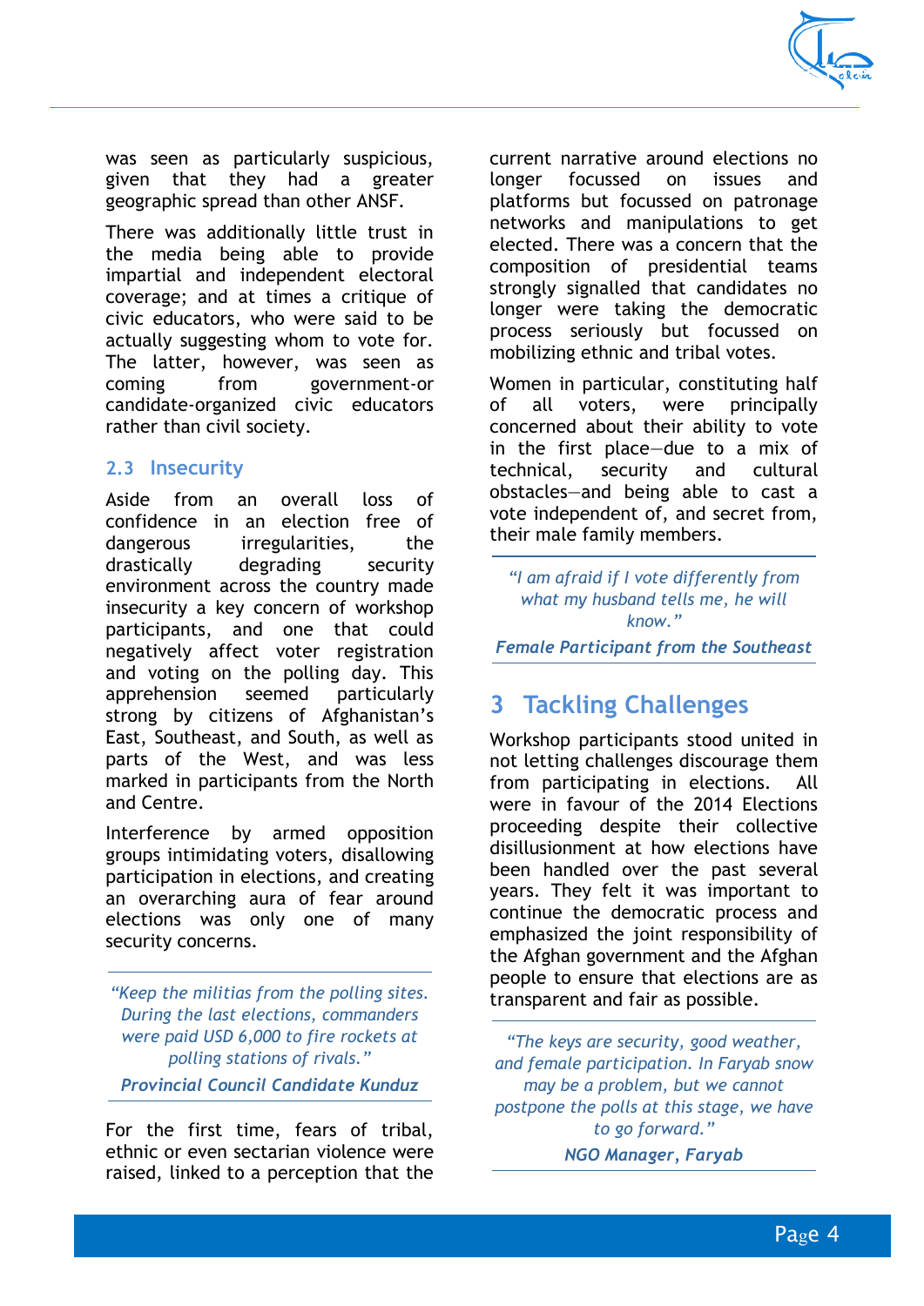was seen as particularly suspicious, given that they had a greater geographic spread than other ANSF.

There was additionally little trust in the media being able to provide impartial and independent electoral coverage; and at times a critique of civic educators, who were said to be actually suggesting whom to vote for. The latter, however, was seen as coming from government-or candidate-organized civic educators rather than civil society.

## 2.3 Insecurity

Aside from an overall loss of confidence in an election free of dangerous irregularities, the drastically degrading security environment across the country made insecurity a key concern of workshop participants, and one that could negatively affect voter registration and voting on the polling day. This apprehension seemed particularly strong by citizens of Afghanistan's East, Southeast, and South, as well as parts of the West, and was less marked in participants from the North and Centre.

Interference by armed opposition groups intimidating voters, disallowing participation in elections, and creating an overarching aura of fear around elections was only one of many security concerns.

> *"Keep the militias from the polling sites. During the last elections, commanders were paid USD 6,000 to fire rockets at polling stations of rivals."*
>
> ***Provincial Council Candidate Kunduz***

For the first time, fears of tribal, ethnic or even sectarian violence were raised, linked to a perception that the current narrative around elections no longer focussed on issues and platforms but focussed on patronage networks and manipulations to get elected. There was a concern that the composition of presidential teams strongly signalled that candidates no longer were taking the democratic process seriously but focussed on mobilizing ethnic and tribal votes.

Women in particular, constituting half of all voters, were principally concerned about their ability to vote in the first place—due to a mix of technical, security and cultural obstacles—and being able to cast a vote independent of, and secret from, their male family members.

> *"I am afraid if I vote differently from what my husband tells me, he will know."*
>
> ***Female Participant from the Southeast***

# 3 Tackling Challenges

Workshop participants stood united in not letting challenges discourage them from participating in elections. All were in favour of the 2014 Elections proceeding despite their collective disillusionment at how elections have been handled over the past several years. They felt it was important to continue the democratic process and emphasized the joint responsibility of the Afghan government and the Afghan people to ensure that elections are as transparent and fair as possible.

> *"The keys are security, good weather, and female participation. In Faryab snow may be a problem, but we cannot postpone the polls at this stage, we have to go forward."*
>
> ***NGO Manager, Faryab***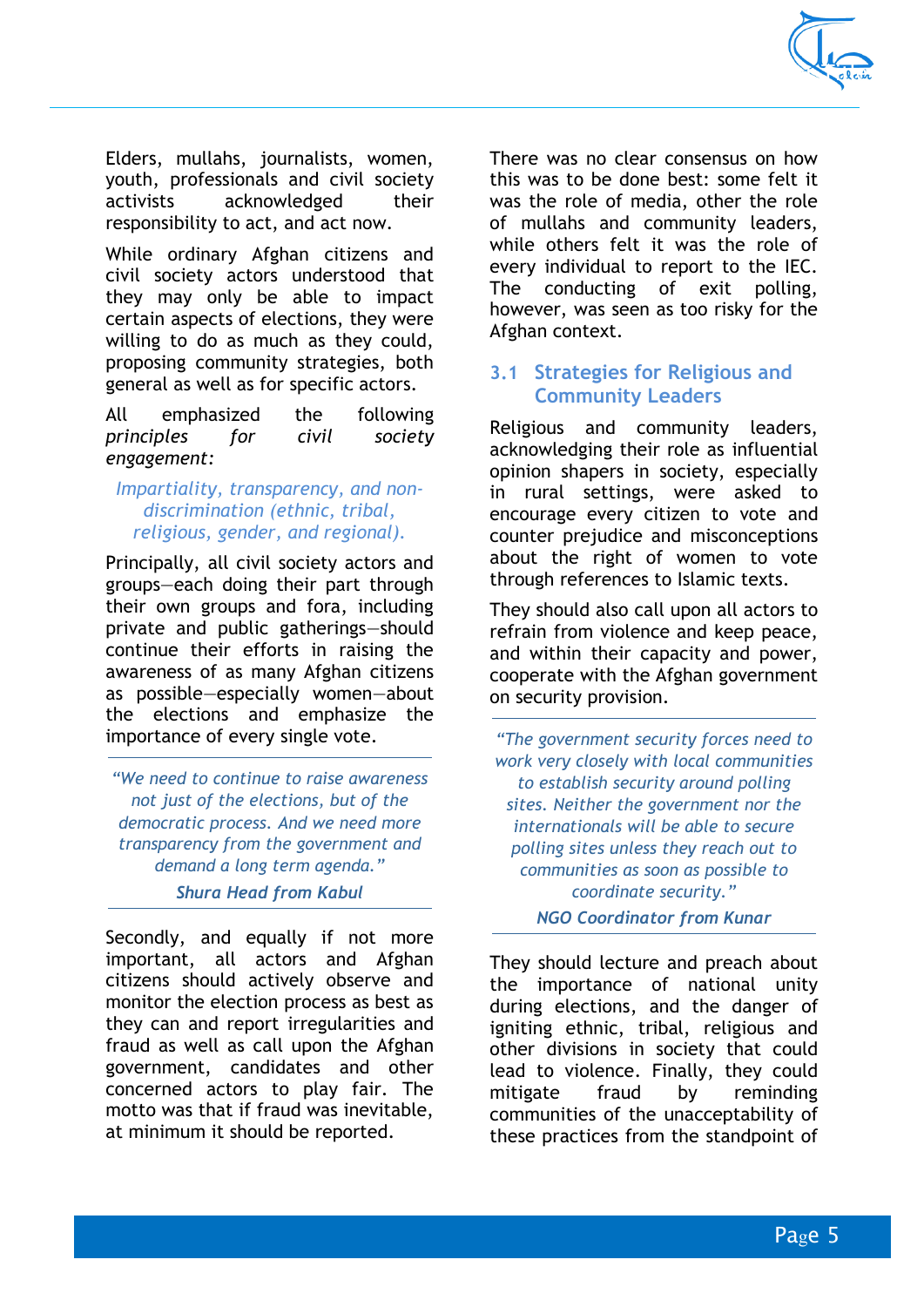Elders, mullahs, journalists, women, youth, professionals and civil society activists acknowledged their responsibility to act, and act now.

While ordinary Afghan citizens and civil society actors understood that they may only be able to impact certain aspects of elections, they were willing to do as much as they could, proposing community strategies, both general as well as for specific actors.

All emphasized the following *principles for civil society engagement:*

*Impartiality, transparency, and non-discrimination (ethnic, tribal, religious, gender, and regional).*

Principally, all civil society actors and groups—each doing their part through their own groups and fora, including private and public gatherings—should continue their efforts in raising the awareness of as many Afghan citizens as possible—especially women—about the elections and emphasize the importance of every single vote.

> *"We need to continue to raise awareness not just of the elections, but of the democratic process. And we need more transparency from the government and demand a long term agenda."*
>
> ***Shura Head from Kabul***

Secondly, and equally if not more important, all actors and Afghan citizens should actively observe and monitor the election process as best as they can and report irregularities and fraud as well as call upon the Afghan government, candidates and other concerned actors to play fair. The motto was that if fraud was inevitable, at minimum it should be reported.

There was no clear consensus on how this was to be done best: some felt it was the role of media, other the role of mullahs and community leaders, while others felt it was the role of every individual to report to the IEC. The conducting of exit polling, however, was seen as too risky for the Afghan context.

## 3.1 Strategies for Religious and Community Leaders

Religious and community leaders, acknowledging their role as influential opinion shapers in society, especially in rural settings, were asked to encourage every citizen to vote and counter prejudice and misconceptions about the right of women to vote through references to Islamic texts.

They should also call upon all actors to refrain from violence and keep peace, and within their capacity and power, cooperate with the Afghan government on security provision.

> *"The government security forces need to work very closely with local communities to establish security around polling sites. Neither the government nor the internationals will be able to secure polling sites unless they reach out to communities as soon as possible to coordinate security."*
>
> ***NGO Coordinator from Kunar***

They should lecture and preach about the importance of national unity during elections, and the danger of igniting ethnic, tribal, religious and other divisions in society that could lead to violence. Finally, they could mitigate fraud by reminding communities of the unacceptability of these practices from the standpoint of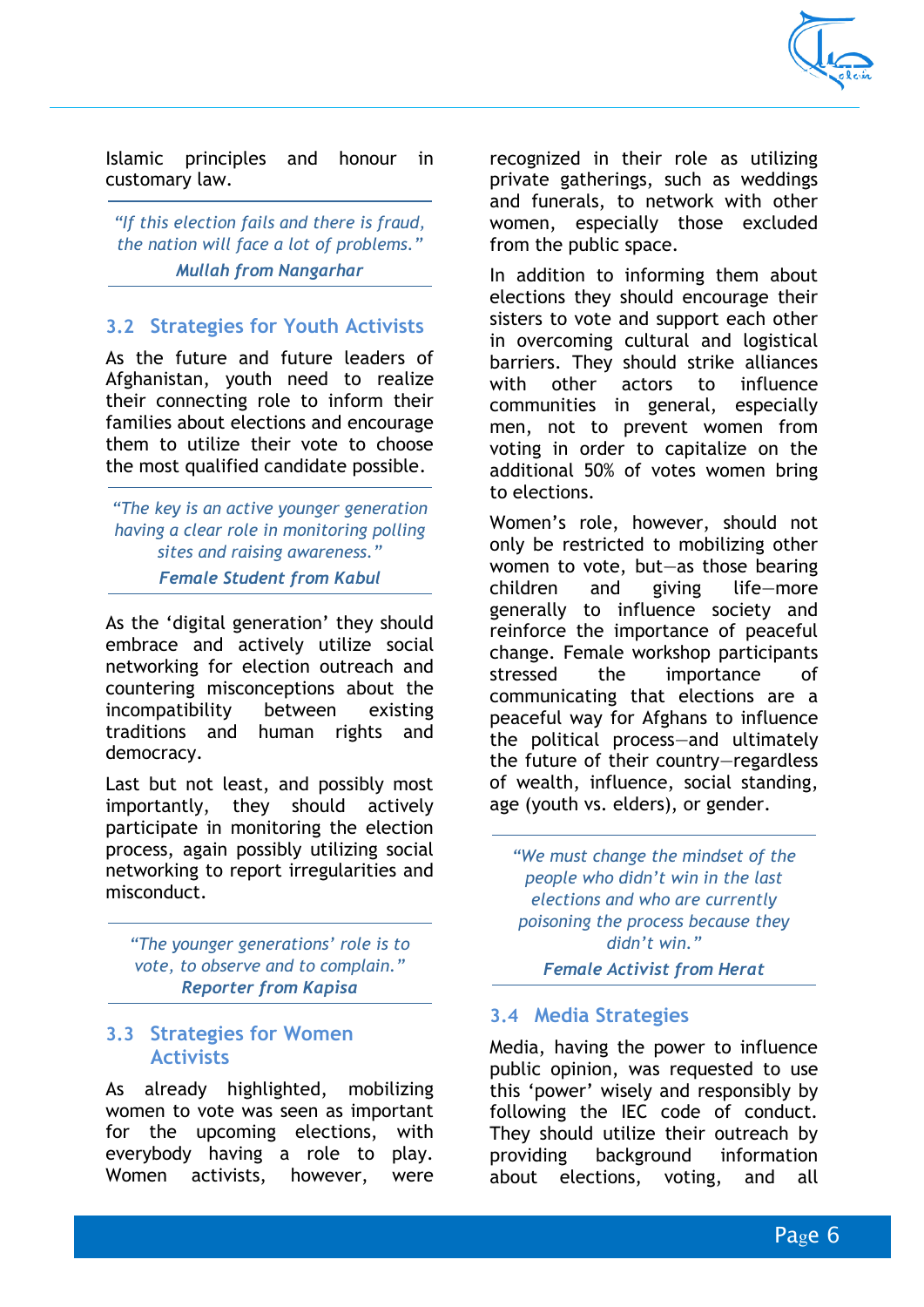Islamic principles and honour in customary law.

> *"If this election fails and there is fraud, the nation will face a lot of problems."*
>
> ***Mullah from Nangarhar***

## 3.2 Strategies for Youth Activists

As the future and future leaders of Afghanistan, youth need to realize their connecting role to inform their families about elections and encourage them to utilize their vote to choose the most qualified candidate possible.

> *"The key is an active younger generation having a clear role in monitoring polling sites and raising awareness."*
>
> ***Female Student from Kabul***

As the 'digital generation' they should embrace and actively utilize social networking for election outreach and countering misconceptions about the incompatibility between existing traditions and human rights and democracy.

Last but not least, and possibly most importantly, they should actively participate in monitoring the election process, again possibly utilizing social networking to report irregularities and misconduct.

> *"The younger generations' role is to vote, to observe and to complain."*
>
> ***Reporter from Kapisa***

## 3.3 Strategies for Women Activists

As already highlighted, mobilizing women to vote was seen as important for the upcoming elections, with everybody having a role to play. Women activists, however, were recognized in their role as utilizing private gatherings, such as weddings and funerals, to network with other women, especially those excluded from the public space.

In addition to informing them about elections they should encourage their sisters to vote and support each other in overcoming cultural and logistical barriers. They should strike alliances with other actors to influence communities in general, especially men, not to prevent women from voting in order to capitalize on the additional 50% of votes women bring to elections.

Women's role, however, should not only be restricted to mobilizing other women to vote, but—as those bearing children and giving life—more generally to influence society and reinforce the importance of peaceful change. Female workshop participants stressed the importance of communicating that elections are a peaceful way for Afghans to influence the political process—and ultimately the future of their country—regardless of wealth, influence, social standing, age (youth vs. elders), or gender.

> *"We must change the mindset of the people who didn't win in the last elections and who are currently poisoning the process because they didn't win."*
>
> ***Female Activist from Herat***

## 3.4 Media Strategies

Media, having the power to influence public opinion, was requested to use this 'power' wisely and responsibly by following the IEC code of conduct. They should utilize their outreach by providing background information about elections, voting, and all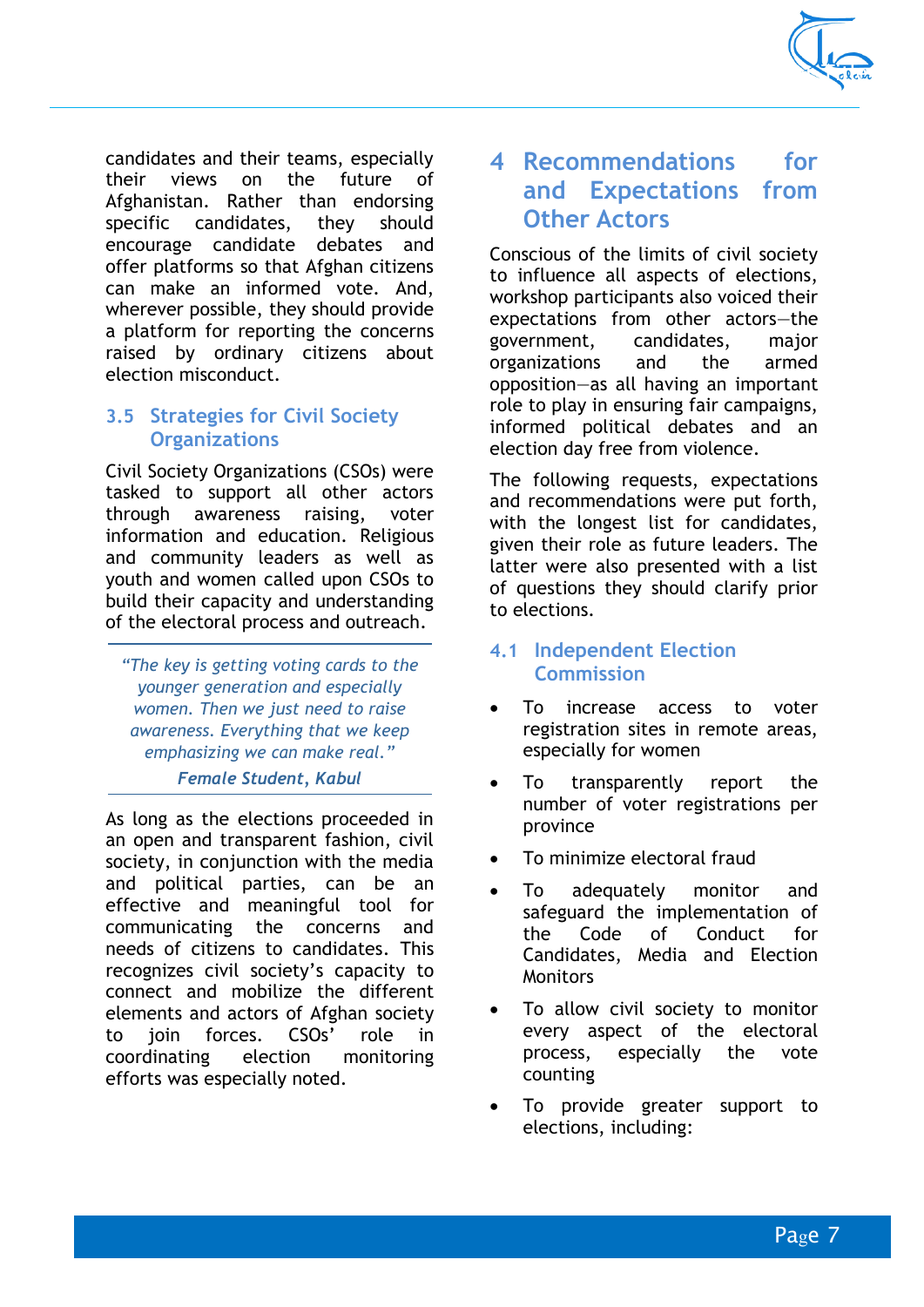candidates and their teams, especially their views on the future of Afghanistan. Rather than endorsing specific candidates, they should encourage candidate debates and offer platforms so that Afghan citizens can make an informed vote. And, wherever possible, they should provide a platform for reporting the concerns raised by ordinary citizens about election misconduct.

### 3.5 Strategies for Civil Society Organizations

Civil Society Organizations (CSOs) were tasked to support all other actors through awareness raising, voter information and education. Religious and community leaders as well as youth and women called upon CSOs to build their capacity and understanding of the electoral process and outreach.

> *"The key is getting voting cards to the younger generation and especially women. Then we just need to raise awareness. Everything that we keep emphasizing we can make real."*
>
> ***Female Student, Kabul***

As long as the elections proceeded in an open and transparent fashion, civil society, in conjunction with the media and political parties, can be an effective and meaningful tool for communicating the concerns and needs of citizens to candidates. This recognizes civil society's capacity to connect and mobilize the different elements and actors of Afghan society to join forces. CSOs' role in coordinating election monitoring efforts was especially noted.

## 4 Recommendations for and Expectations from Other Actors

Conscious of the limits of civil society to influence all aspects of elections, workshop participants also voiced their expectations from other actors—the government, candidates, major organizations and the armed opposition—as all having an important role to play in ensuring fair campaigns, informed political debates and an election day free from violence.

The following requests, expectations and recommendations were put forth, with the longest list for candidates, given their role as future leaders. The latter were also presented with a list of questions they should clarify prior to elections.

### 4.1 Independent Election Commission

- To increase access to voter registration sites in remote areas, especially for women
- To transparently report the number of voter registrations per province
- To minimize electoral fraud
- To adequately monitor and safeguard the implementation of the Code of Conduct for Candidates, Media and Election Monitors
- To allow civil society to monitor every aspect of the electoral process, especially the vote counting
- To provide greater support to elections, including: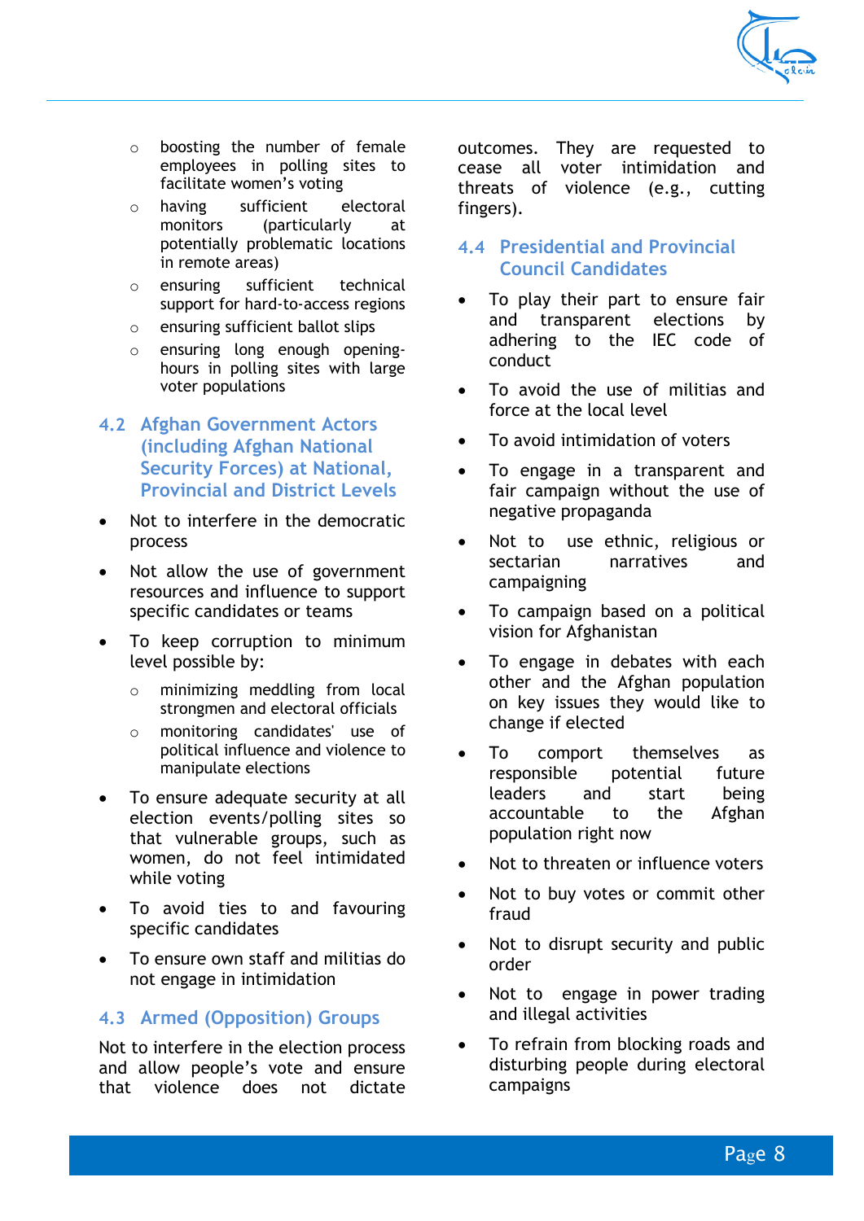- boosting the number of female employees in polling sites to facilitate women's voting
- having sufficient electoral monitors (particularly at potentially problematic locations in remote areas)
- ensuring sufficient technical support for hard-to-access regions
- ensuring sufficient ballot slips
- ensuring long enough opening-hours in polling sites with large voter populations

## 4.2 Afghan Government Actors (including Afghan National Security Forces) at National, Provincial and District Levels

- Not to interfere in the democratic process
- Not allow the use of government resources and influence to support specific candidates or teams
- To keep corruption to minimum level possible by:
  - minimizing meddling from local strongmen and electoral officials
  - monitoring candidates' use of political influence and violence to manipulate elections
- To ensure adequate security at all election events/polling sites so that vulnerable groups, such as women, do not feel intimidated while voting
- To avoid ties to and favouring specific candidates
- To ensure own staff and militias do not engage in intimidation

## 4.3 Armed (Opposition) Groups

Not to interfere in the election process and allow people's vote and ensure that violence does not dictate outcomes. They are requested to cease all voter intimidation and threats of violence (e.g., cutting fingers).

## 4.4 Presidential and Provincial Council Candidates

- To play their part to ensure fair and transparent elections by adhering to the IEC code of conduct
- To avoid the use of militias and force at the local level
- To avoid intimidation of voters
- To engage in a transparent and fair campaign without the use of negative propaganda
- Not to use ethnic, religious or sectarian narratives and campaigning
- To campaign based on a political vision for Afghanistan
- To engage in debates with each other and the Afghan population on key issues they would like to change if elected
- To comport themselves as responsible potential future leaders and start being accountable to the Afghan population right now
- Not to threaten or influence voters
- Not to buy votes or commit other fraud
- Not to disrupt security and public order
- Not to engage in power trading and illegal activities
- To refrain from blocking roads and disturbing people during electoral campaigns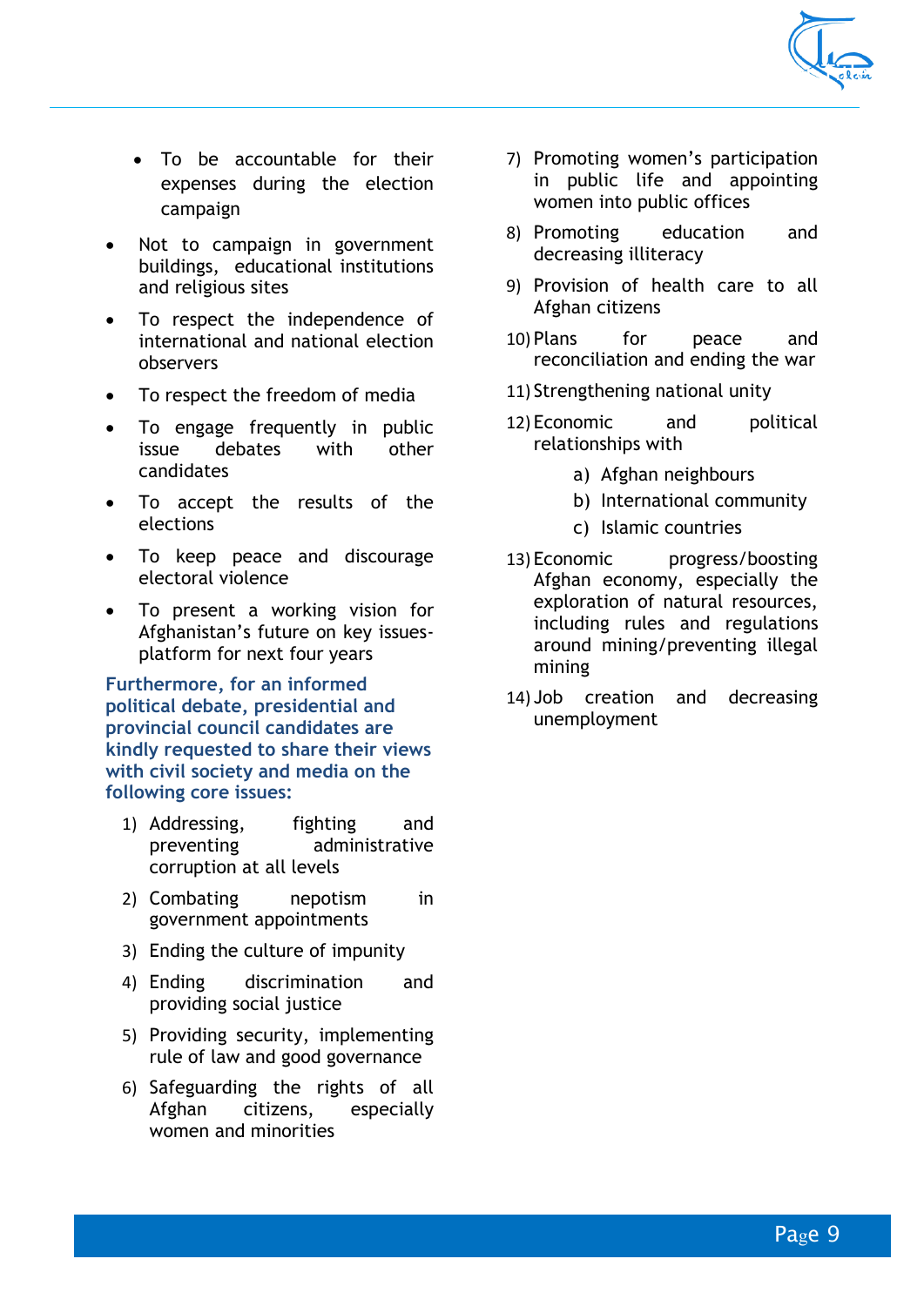- To be accountable for their expenses during the election campaign

- Not to campaign in government buildings, educational institutions and religious sites
- To respect the independence of international and national election observers
- To respect the freedom of media
- To engage frequently in public issue debates with other candidates
- To accept the results of the elections
- To keep peace and discourage electoral violence
- To present a working vision for Afghanistan's future on key issues-platform for next four years

**Furthermore, for an informed political debate, presidential and provincial council candidates are kindly requested to share their views with civil society and media on the following core issues:**

1) Addressing, fighting and preventing administrative corruption at all levels
2) Combating nepotism in government appointments
3) Ending the culture of impunity
4) Ending discrimination and providing social justice
5) Providing security, implementing rule of law and good governance
6) Safeguarding the rights of all Afghan citizens, especially women and minorities
7) Promoting women's participation in public life and appointing women into public offices
8) Promoting education and decreasing illiteracy
9) Provision of health care to all Afghan citizens
10) Plans for peace and reconciliation and ending the war
11) Strengthening national unity
12) Economic and political relationships with
    a) Afghan neighbours
    b) International community
    c) Islamic countries
13) Economic progress/boosting Afghan economy, especially the exploration of natural resources, including rules and regulations around mining/preventing illegal mining
14) Job creation and decreasing unemployment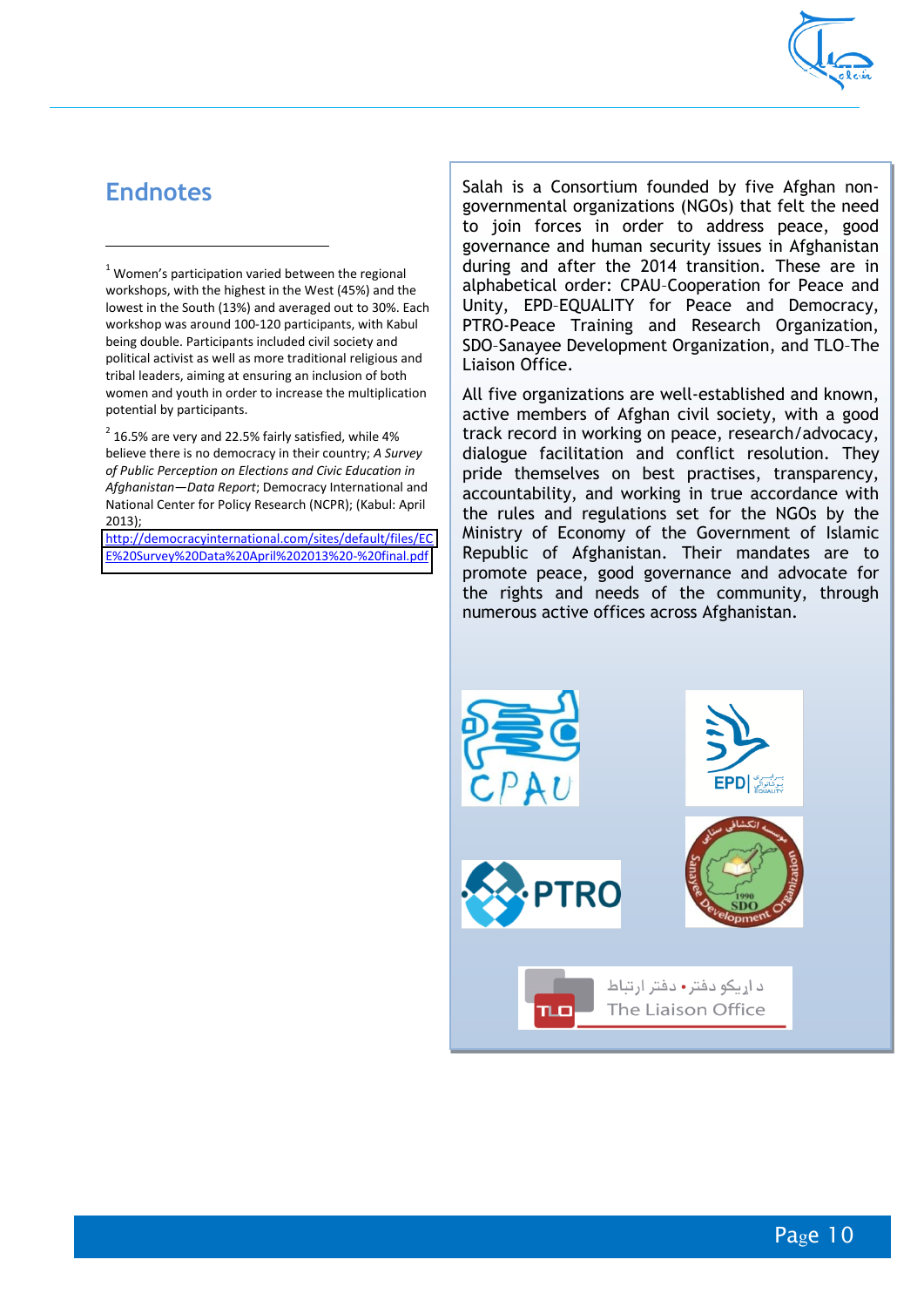## Endnotes

[1] Women's participation varied between the regional workshops, with the highest in the West (45%) and the lowest in the South (13%) and averaged out to 30%. Each workshop was around 100-120 participants, with Kabul being double. Participants included civil society and political activist as well as more traditional religious and tribal leaders, aiming at ensuring an inclusion of both women and youth in order to increase the multiplication potential by participants.

[2] 16.5% are very and 22.5% fairly satisfied, while 4% believe there is no democracy in their country; *A Survey of Public Perception on Elections and Civic Education in Afghanistan—Data Report*; Democracy International and National Center for Policy Research (NCPR); (Kabul: April 2013); http://democracyinternational.com/sites/default/files/ECE%20Survey%20Data%20April%202013%20-%20final.pdf

Salah is a Consortium founded by five Afghan non-governmental organizations (NGOs) that felt the need to join forces in order to address peace, good governance and human security issues in Afghanistan during and after the 2014 transition. These are in alphabetical order: CPAU-Cooperation for Peace and Unity, EPD-EQUALITY for Peace and Democracy, PTRO-Peace Training and Research Organization, SDO-Sanayee Development Organization, and TLO-The Liaison Office.

All five organizations are well-established and known, active members of Afghan civil society, with a good track record in working on peace, research/advocacy, dialogue facilitation and conflict resolution. They pride themselves on best practises, transparency, accountability, and working in true accordance with the rules and regulations set for the NGOs by the Ministry of Economy of the Government of Islamic Republic of Afghanistan. Their mandates are to promote peace, good governance and advocate for the rights and needs of the community, through numerous active offices across Afghanistan.